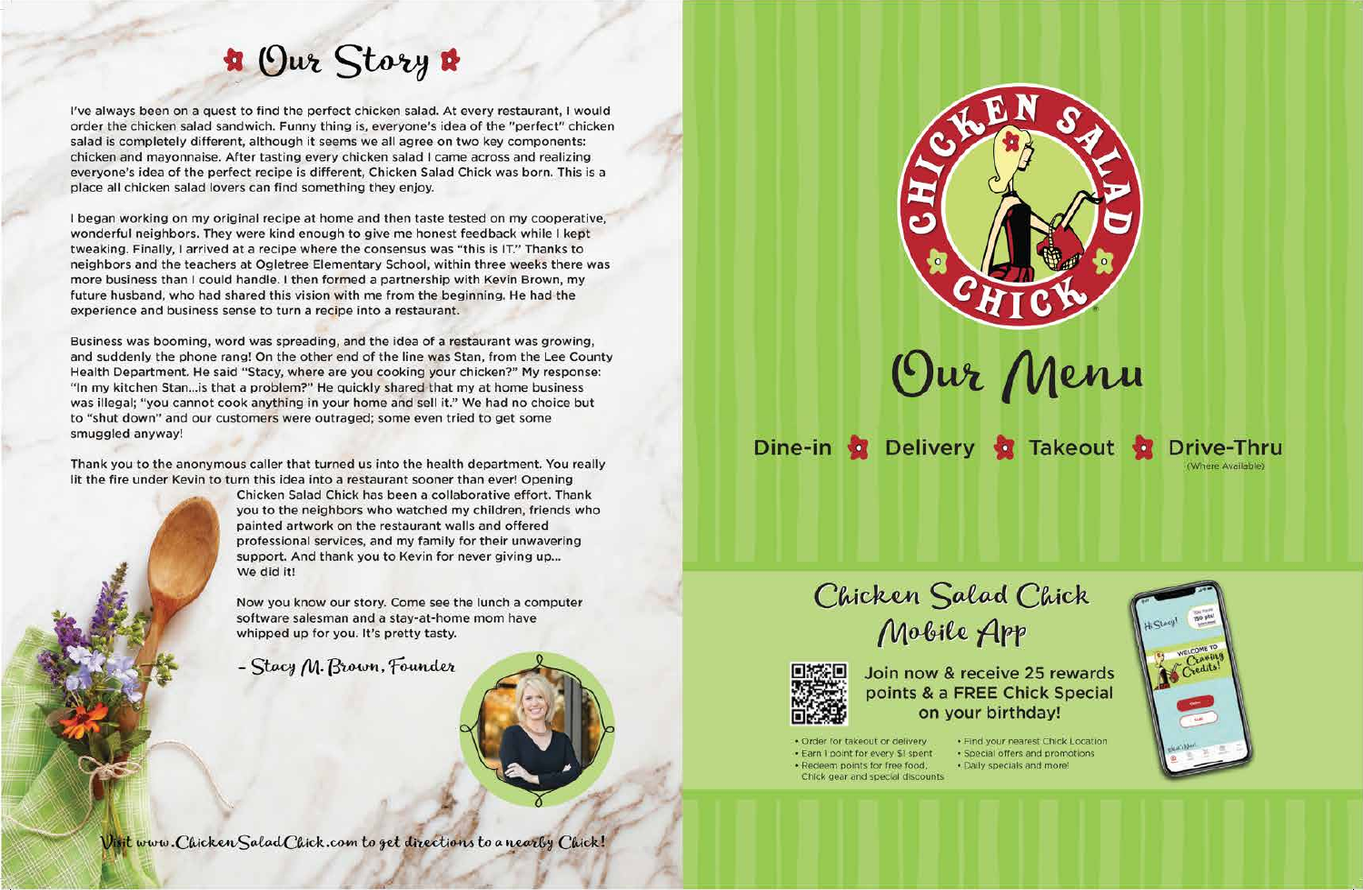# Our Story

I've always been on a quest to find the perfect chicken salad. At every restaurant, I would order the chicken salad sandwich. Funny thing is, everyone's idea of the "perfect" chicken salad is completely different, although it seems we all agree on two key components: chicken and mayonnaise. After tasting every chicken salad I came across and realizing everyone's idea of the perfect recipe is different, Chicken Salad Chick was born. This is a place all chicken salad lovers can find something they enjoy.

I began working on my original recipe at home and then taste tested on my cooperative, wonderful neighbors. They were kind enough to give me honest feedback while I kept tweaking. Finally, I arrived at a recipe where the consensus was "this is IT." Thanks to neighbors and the teachers at Ogletree Elementary School, within three weeks there was more business than I could handle. I then formed a partnership with Kevin Brown, my future husband, who had shared this vision with me from the beginning. He had the experience and business sense to turn a recipe into a restaurant.

Business was booming, word was spreading, and the idea of a restaurant was growing, and suddenly the phone rang! On the other end of the line was Stan, from the Lee County Health Department. He said "Stacy, where are you cooking your chicken?" My response: "In my kitchen Stan...is that a problem?" He quickly shared that my at home business was illegal; "you cannot cook anything in your home and sell it." We had no choice but to "shut down" and our customers were outraged; some even tried to get some smuggled anyway!

Thank you to the anonymous caller that turned us into the health department. You really lit the fire under Kevin to turn this idea into a restaurant sooner than ever! Opening Chicken Salad Chick has been a collaborative effort. Thank you to the neighbors who watched my children, friends who painted artwork on the restaurant walls and offered professional services, and my family for their unwavering support. And thank you to Kevin for never giving up... We did it!

Now you know our story. Come see the lunch a computer software salesman and a stay-at-home mom have whipped up for you. It's pretty tasty.

*- Stacy M. Brown, Founder*

*Visit www.ChickenSaladChick.com to get directions to a nearby Chick!*

CHICKEN SALAD CHICK

# Our Menu

Dine-in • Delivery • Takeout • Drive-Thru (Where Available)

## Chicken Salad Chick Mobile App

**Join now & receive 25 rewards points & a FREE Chick Special on your birthday!**

- Order for takeout or delivery
- Earn 1 point for every $1 spent
- Redeem points for free food, Chick gear and special discounts
- Find your nearest Chick Location
- Special offers and promotions
- Daily specials and more!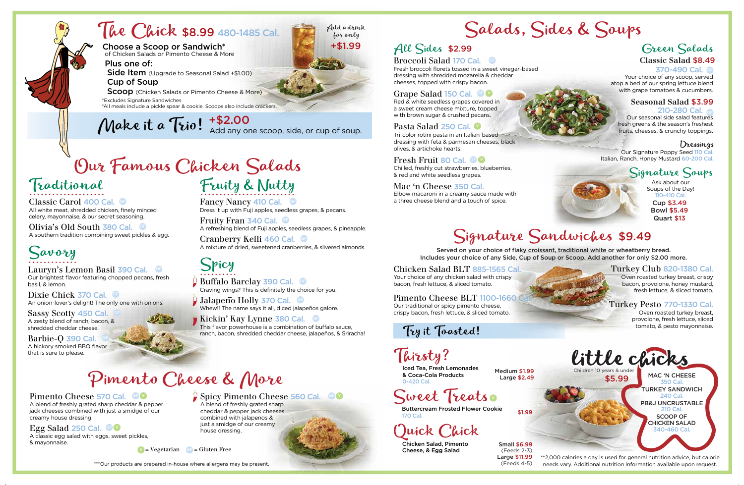# The Chick $8.99 480-1485 Cal.

**Choose a Scoop or Sandwich***
of Chicken Salads or Pimento Cheese & More

**Plus one of:**

- **Side Item** (Upgrade to Seasonal Salad +$1.00)
- **Cup of Soup**
- **Scoop** (Chicken Salads or Pimento Cheese & More)

*Excludes Signature Sandwiches
*All meals include a pickle spear & cookie. Scoops also include crackers.

Add a drink for only **+$1.99**

## Make it a Trio! +$2.00

Add any one scoop, side, or cup of soup.

# Our Famous Chicken Salads

## Traditional

**Classic Carol** 400 Cal. GF
All white meat, shredded chicken, finely minced celery, mayonnaise, & our secret seasoning.

**Olivia's Old South** 380 Cal. GF
A southern tradition combining sweet pickles & egg.

## Savory

**Lauryn's Lemon Basil** 390 Cal. GF
Our brightest flavor featuring chopped pecans, fresh basil, & lemon.

**Dixie Chick** 370 Cal. GF
An onion-lover's delight! The only one with onions.

**Sassy Scotty** 450 Cal. GF
A zesty blend of ranch, bacon, & shredded cheddar cheese.

**Barbie-Q** 390 Cal. GF
A hickory smoked BBQ flavor that is sure to please.

## Fruity & Nutty

**Fancy Nancy** 410 Cal. GF
Dress it up with Fuji apples, seedless grapes, & pecans.

**Fruity Fran** 340 Cal. GF
A refreshing blend of Fuji apples, seedless grapes, & pineapple.

**Cranberry Kelli** 460 Cal. GF
A mixture of dried, sweetened cranberries, & slivered almonds.

## Spicy

**Buffalo Barclay** 390 Cal. GF
Craving wings? This is definitely the choice for you.

**Jalapeño Holly** 370 Cal. GF
Whew!! The name says it all, diced jalapeños galore.

**Kickin' Kay Lynne** 380 Cal. GF
This flavor powerhouse is a combination of buffalo sauce, ranch, bacon, shredded cheddar cheese, jalapeños, & Sriracha!

# Pimento Cheese & More

**Pimento Cheese** 570 Cal. GF V
A blend of freshly grated sharp cheddar & pepper jack cheeses combined with just a smidge of our creamy house dressing.

**Egg Salad** 250 Cal. GF V
A classic egg salad with eggs, sweet pickles, & mayonnaise.

**Spicy Pimento Cheese** 560 Cal. GF V
A blend of freshly grated sharp cheddar & pepper jack cheeses combined with jalapenos & just a smidge of our creamy house dressing.

V = Vegetarian GF = Gluten Free

***Our products are prepared in-house where allergens may be present.

# Salads, Sides & Soups

## All Sides $2.99

**Broccoli Salad** 170 Cal. GF
Fresh broccoli florets tossed in a sweet vinegar-based dressing with shredded mozarella & cheddar cheeses, topped with crispy bacon.

**Grape Salad** 150 Cal. GF V
Red & white seedless grapes covered in a sweet cream cheese mixture, topped with brown sugar & crushed pecans.

**Pasta Salad** 250 Cal. V
Tri-color rotini pasta in an Italian-based dressing with feta & parmesan cheeses, black olives, & artichoke hearts.

**Fresh Fruit** 80 Cal. GF V
Chilled, freshly cut strawberries, blueberries, & red and white seedless grapes.

**Mac 'n Cheese** 350 Cal.
Elbow macaroni in a creamy sauce made with a three cheese blend and a touch of spice.

## Green Salads

**Classic Salad** $8.49
370-490 Cal. GF
Your choice of any scoop, served atop a bed of our spring lettuce blend with grape tomatoes & cucumbers.

**Seasonal Salad** $3.99
210-280 Cal. GF
Our seasonal side salad features fresh greens & the season's freshest fruits, cheeses, & crunchy toppings.

### Dressings

Our Signature Poppy Seed 110 Cal.
Italian, Ranch, Honey Mustard 60-200 Cal.

## Signature Soups

Ask about our Soups of the Day!
110-410 Cal.

- Cup $3.49
- Bowl $5.49
- Quart $13

# Signature Sandwiches $9.49

Served on your choice of flaky croissant, traditional white or wheatberry bread.
Includes your choice of any Side, Cup of Soup or Scoop. Add another for only $2.00 more.

**Chicken Salad BLT** 885-1565 Cal.
Your choice of any chicken salad with crispy bacon, fresh lettuce, & sliced tomato.

**Pimento Cheese BLT** 1100-1660 Cal.
Our traditional or spicy pimento cheese, crispy bacon, fresh lettuce, & sliced tomato.

**Turkey Club** 820-1380 Cal.
Oven roasted turkey breast, crispy bacon, provolone, honey mustard, fresh lettuce, & sliced tomato.

**Turkey Pesto** 770-1330 Cal.
Oven roasted turkey breast, provolone, fresh lettuce, sliced tomato, & pesto mayonnaise.

## Try it Toasted!

## Thirsty?

Iced Tea, Fresh Lemonades & Coca-Cola Products
0-420 Cal.

Medium $1.99
Large $2.49

## Sweet Treats V

Buttercream Frosted Flower Cookie $1.99
170 Cal.

## Quick Chick

Chicken Salad, Pimento Cheese, & Egg Salad

Small $6.99 (Feeds 2-3)
Large $11.99 (Feeds 4-5)

## little chicks

Children 10 years & under
**$5.99**

- MAC 'N CHEESE 350 Cal.
- TURKEY SANDWICH 240 Cal.
- PB&J UNCRUSTABLE 210 Cal.
- SCOOP OF CHICKEN SALAD 340-460 Cal.

**2,000 calories a day is used for general nutrition advice, but calorie needs vary. Additional nutrition information available upon request.